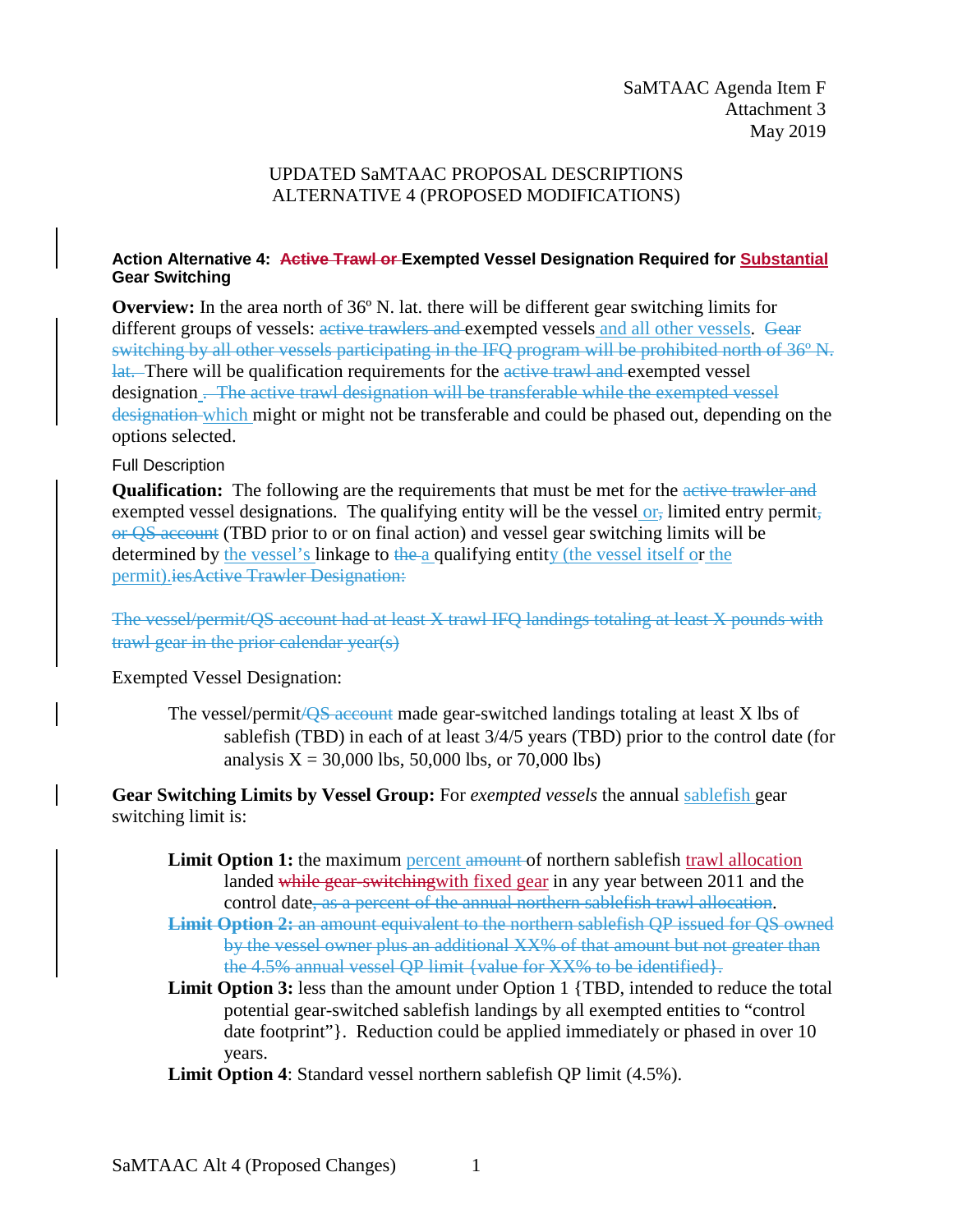SaMTAAC Agenda Item F
Attachment 3
May 2019

UPDATED SaMTAAC PROPOSAL DESCRIPTIONS
ALTERNATIVE 4 (PROPOSED MODIFICATIONS)

### Action Alternative 4: ~~Active Trawl or~~ Exempted Vessel Designation Required for Substantial Gear Switching

**Overview:** In the area north of 36º N. lat. there will be different gear switching limits for different groups of vessels: ~~active trawlers and~~ exempted vessels and all other vessels. ~~Gear switching by all other vessels participating in the IFQ program will be prohibited north of 36º N. lat.~~ There will be qualification requirements for the ~~active trawl and~~ exempted vessel designation ~~. The active trawl designation will be transferable while the exempted vessel designation~~ which might or might not be transferable and could be phased out, depending on the options selected.

Full Description

**Qualification:** The following are the requirements that must be met for the ~~active trawler and~~ exempted vessel designations. The qualifying entity will be the vessel or~~,~~ limited entry permit~~, or QS account~~ (TBD prior to or on final action) and vessel gear switching limits will be determined by the vessel's linkage to ~~the~~ a qualifying entity (the vessel itself or the permit).~~iesActive Trawler Designation:~~

~~The vessel/permit/QS account had at least X trawl IFQ landings totaling at least X pounds with trawl gear in the prior calendar year(s)~~

Exempted Vessel Designation:

> The vessel/permit~~/QS account~~ made gear-switched landings totaling at least X lbs of sablefish (TBD) in each of at least 3/4/5 years (TBD) prior to the control date (for analysis X = 30,000 lbs, 50,000 lbs, or 70,000 lbs)

**Gear Switching Limits by Vessel Group:** For *exempted vessels* the annual sablefish gear switching limit is:

- **Limit Option 1:** the maximum percent ~~amount~~ of northern sablefish trawl allocation landed ~~while gear-switching~~with fixed gear in any year between 2011 and the control date~~, as a percent of the annual northern sablefish trawl allocation~~.
- ~~**Limit Option 2:** an amount equivalent to the northern sablefish QP issued for QS owned by the vessel owner plus an additional XX% of that amount but not greater than the 4.5% annual vessel QP limit {value for XX% to be identified}.~~
- **Limit Option 3:** less than the amount under Option 1 {TBD, intended to reduce the total potential gear-switched sablefish landings by all exempted entities to "control date footprint"}. Reduction could be applied immediately or phased in over 10 years.
- **Limit Option 4**: Standard vessel northern sablefish QP limit (4.5%).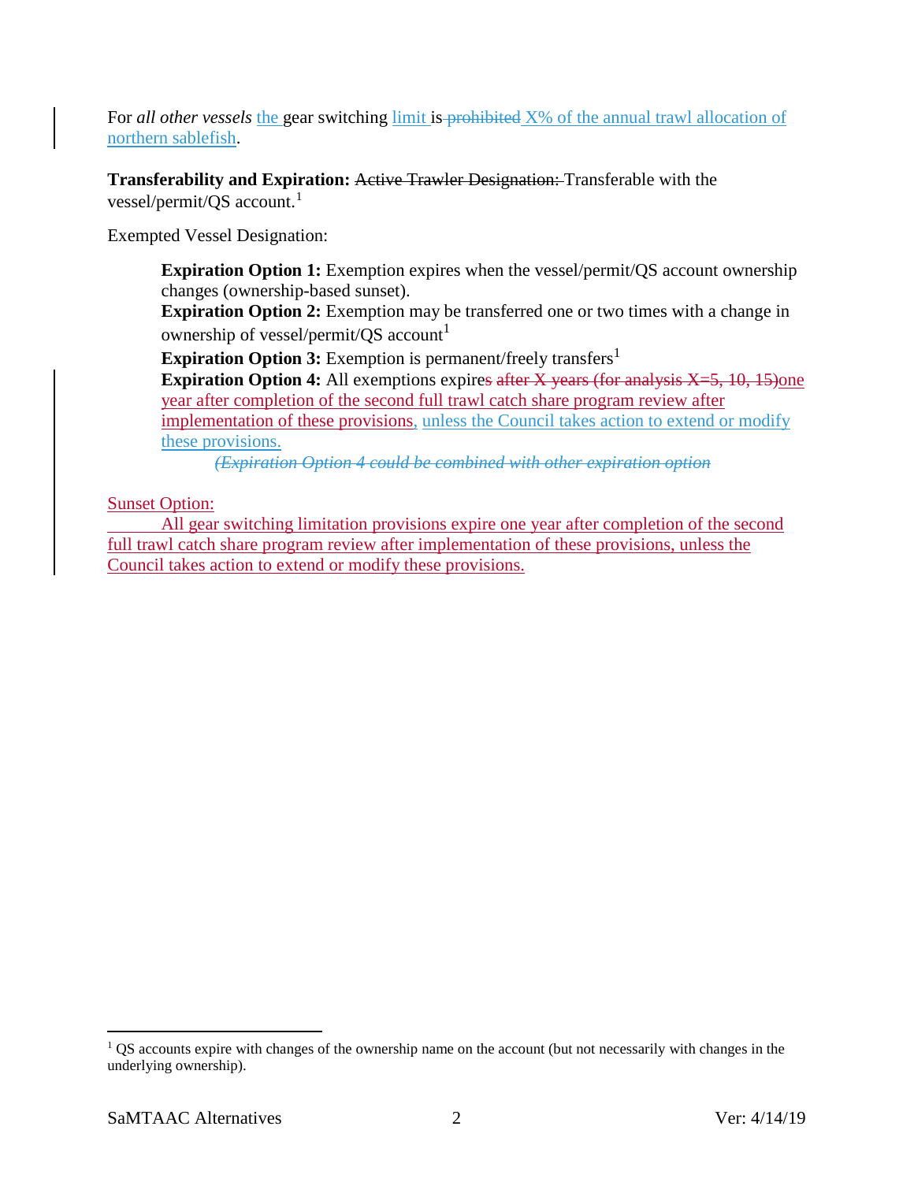For *all other vessels* the gear switching limit is ~~prohibited~~ X% of the annual trawl allocation of northern sablefish.

**Transferability and Expiration:** ~~Active Trawler Designation:~~ Transferable with the vessel/permit/QS account.[1]

Exempted Vessel Designation:

> **Expiration Option 1:** Exemption expires when the vessel/permit/QS account ownership changes (ownership-based sunset).
>
> **Expiration Option 2:** Exemption may be transferred one or two times with a change in ownership of vessel/permit/QS account[1]
>
> **Expiration Option 3:** Exemption is permanent/freely transfers[1]
>
> **Expiration Option 4:** All exemptions expire~~s after X years (for analysis X=5, 10, 15)~~one year after completion of the second full trawl catch share program review after implementation of these provisions, unless the Council takes action to extend or modify these provisions.
>
> ~~*(Expiration Option 4 could be combined with other expiration option*~~

Sunset Option:

All gear switching limitation provisions expire one year after completion of the second full trawl catch share program review after implementation of these provisions, unless the Council takes action to extend or modify these provisions.

---

[1] QS accounts expire with changes of the ownership name on the account (but not necessarily with changes in the underlying ownership).